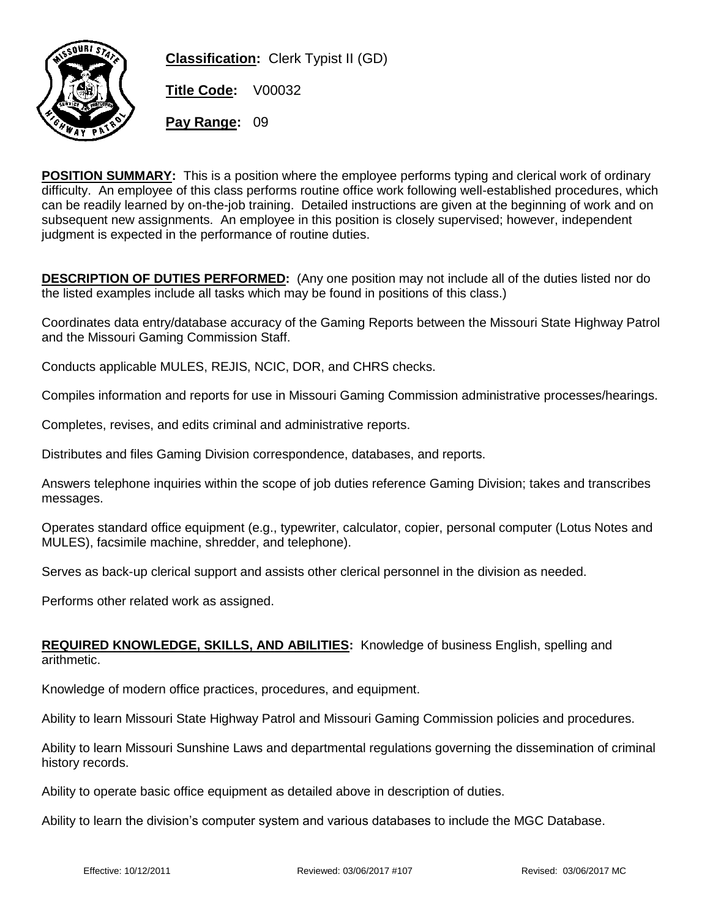**Classification:** Clerk Typist II (GD)

**Title Code:** V00032

**Pay Range:** 09

**POSITION SUMMARY:** This is a position where the employee performs typing and clerical work of ordinary difficulty. An employee of this class performs routine office work following well-established procedures, which can be readily learned by on-the-job training. Detailed instructions are given at the beginning of work and on subsequent new assignments. An employee in this position is closely supervised; however, independent judgment is expected in the performance of routine duties.

**DESCRIPTION OF DUTIES PERFORMED:** (Any one position may not include all of the duties listed nor do the listed examples include all tasks which may be found in positions of this class.)

Coordinates data entry/database accuracy of the Gaming Reports between the Missouri State Highway Patrol and the Missouri Gaming Commission Staff.

Conducts applicable MULES, REJIS, NCIC, DOR, and CHRS checks.

Compiles information and reports for use in Missouri Gaming Commission administrative processes/hearings.

Completes, revises, and edits criminal and administrative reports.

Distributes and files Gaming Division correspondence, databases, and reports.

Answers telephone inquiries within the scope of job duties reference Gaming Division; takes and transcribes messages.

Operates standard office equipment (e.g., typewriter, calculator, copier, personal computer (Lotus Notes and MULES), facsimile machine, shredder, and telephone).

Serves as back-up clerical support and assists other clerical personnel in the division as needed.

Performs other related work as assigned.

**REQUIRED KNOWLEDGE, SKILLS, AND ABILITIES:** Knowledge of business English, spelling and arithmetic.

Knowledge of modern office practices, procedures, and equipment.

Ability to learn Missouri State Highway Patrol and Missouri Gaming Commission policies and procedures.

Ability to learn Missouri Sunshine Laws and departmental regulations governing the dissemination of criminal history records.

Ability to operate basic office equipment as detailed above in description of duties.

Ability to learn the division's computer system and various databases to include the MGC Database.

Effective: 10/12/2011 Reviewed: 03/06/2017 #107 Revised: 03/06/2017 MC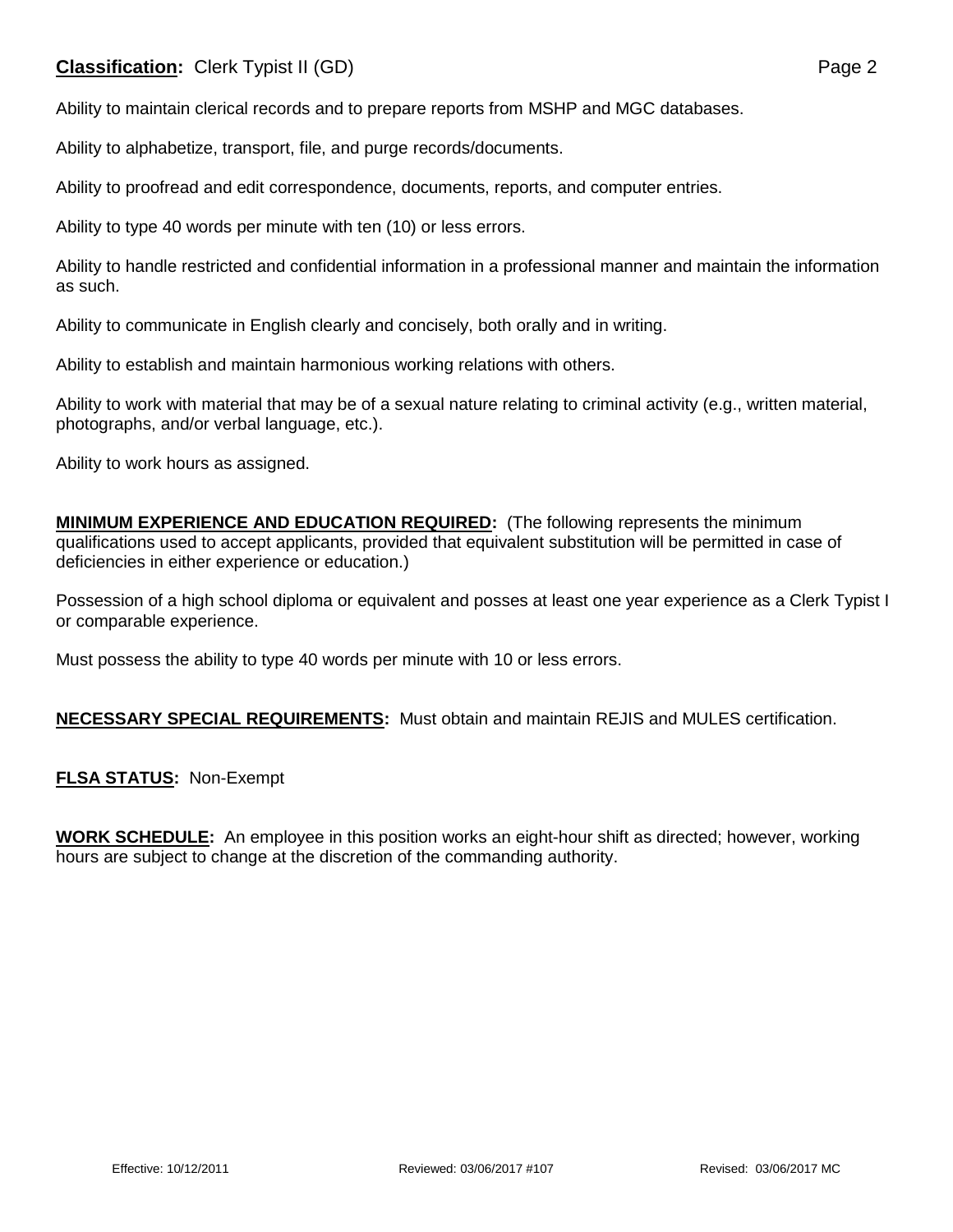Ability to maintain clerical records and to prepare reports from MSHP and MGC databases.

Ability to alphabetize, transport, file, and purge records/documents.

Ability to proofread and edit correspondence, documents, reports, and computer entries.

Ability to type 40 words per minute with ten (10) or less errors.

Ability to handle restricted and confidential information in a professional manner and maintain the information as such.

Ability to communicate in English clearly and concisely, both orally and in writing.

Ability to establish and maintain harmonious working relations with others.

Ability to work with material that may be of a sexual nature relating to criminal activity (e.g., written material, photographs, and/or verbal language, etc.).

Ability to work hours as assigned.

**MINIMUM EXPERIENCE AND EDUCATION REQUIRED:** (The following represents the minimum qualifications used to accept applicants, provided that equivalent substitution will be permitted in case of deficiencies in either experience or education.)

Possession of a high school diploma or equivalent and posses at least one year experience as a Clerk Typist I or comparable experience.

Must possess the ability to type 40 words per minute with 10 or less errors.

**NECESSARY SPECIAL REQUIREMENTS:** Must obtain and maintain REJIS and MULES certification.

**FLSA STATUS:** Non-Exempt

**WORK SCHEDULE:** An employee in this position works an eight-hour shift as directed; however, working hours are subject to change at the discretion of the commanding authority.